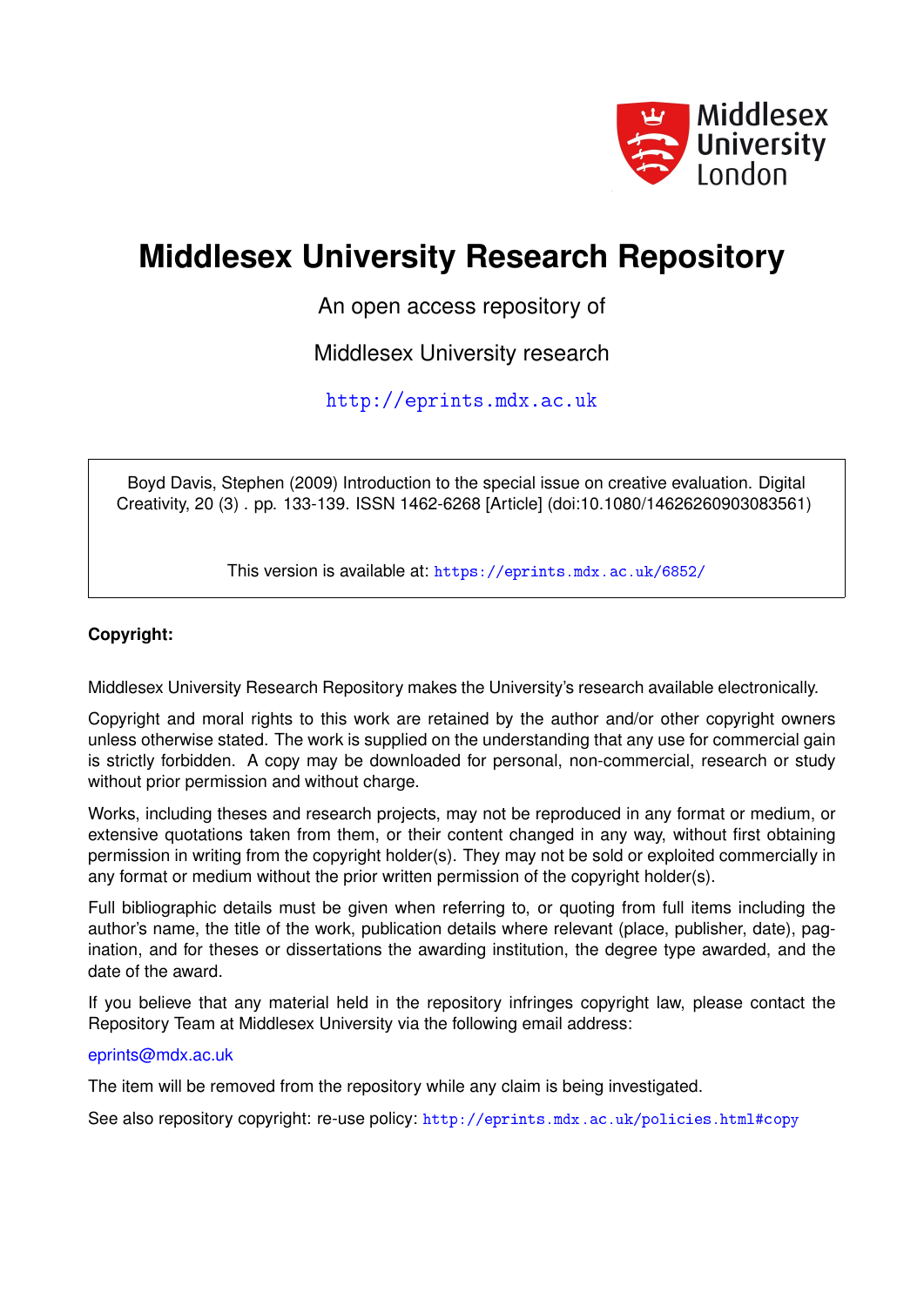Middlesex University London

# Middlesex University Research Repository

An open access repository of

Middlesex University research

http://eprints.mdx.ac.uk

Boyd Davis, Stephen (2009) Introduction to the special issue on creative evaluation. Digital Creativity, 20 (3) . pp. 133-139. ISSN 1462-6268 [Article] (doi:10.1080/14626260903083561)

This version is available at: https://eprints.mdx.ac.uk/6852/

**Copyright:**

Middlesex University Research Repository makes the University's research available electronically.

Copyright and moral rights to this work are retained by the author and/or other copyright owners unless otherwise stated. The work is supplied on the understanding that any use for commercial gain is strictly forbidden. A copy may be downloaded for personal, non-commercial, research or study without prior permission and without charge.

Works, including theses and research projects, may not be reproduced in any format or medium, or extensive quotations taken from them, or their content changed in any way, without first obtaining permission in writing from the copyright holder(s). They may not be sold or exploited commercially in any format or medium without the prior written permission of the copyright holder(s).

Full bibliographic details must be given when referring to, or quoting from full items including the author's name, the title of the work, publication details where relevant (place, publisher, date), pagination, and for theses or dissertations the awarding institution, the degree type awarded, and the date of the award.

If you believe that any material held in the repository infringes copyright law, please contact the Repository Team at Middlesex University via the following email address:

eprints@mdx.ac.uk

The item will be removed from the repository while any claim is being investigated.

See also repository copyright: re-use policy: http://eprints.mdx.ac.uk/policies.html#copy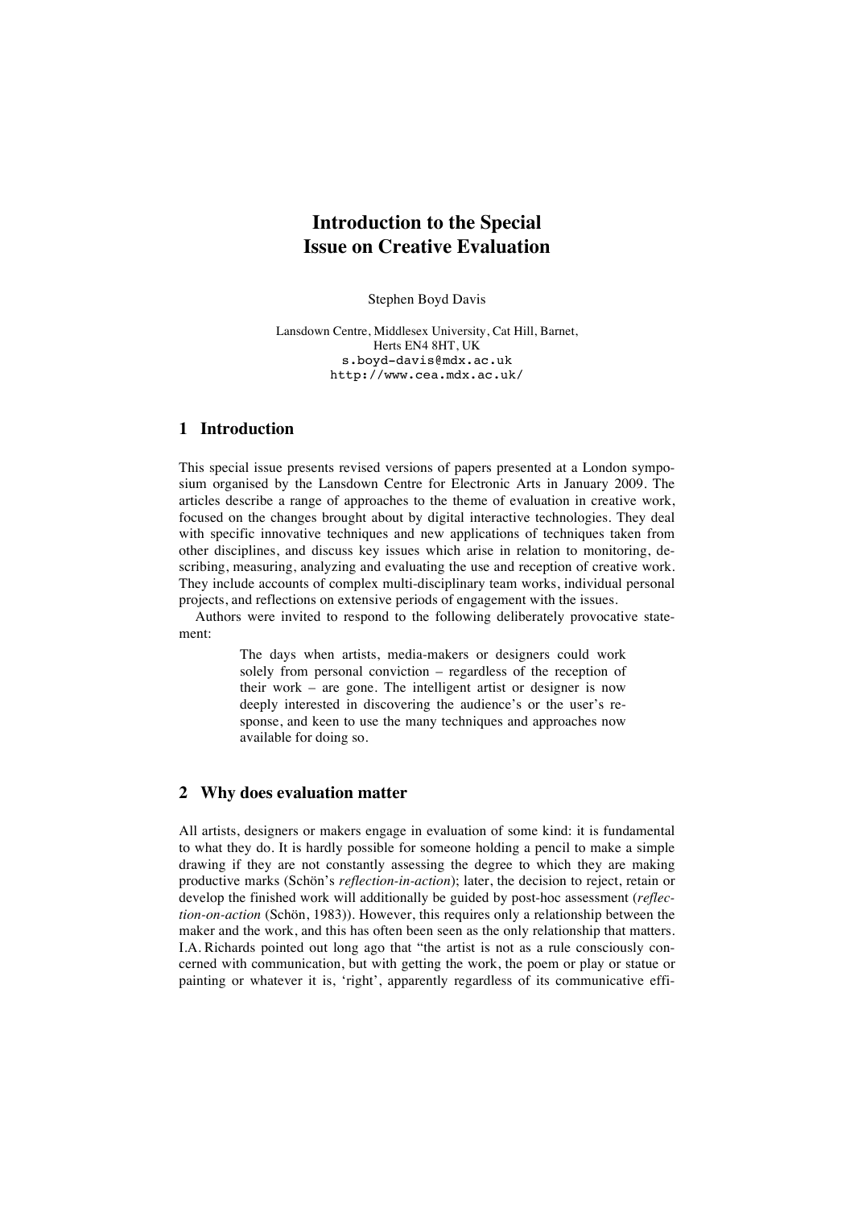# Introduction to the Special Issue on Creative Evaluation

Stephen Boyd Davis

Lansdown Centre, Middlesex University, Cat Hill, Barnet, Herts EN4 8HT, UK
s.boyd-davis@mdx.ac.uk
http://www.cea.mdx.ac.uk/

## 1 Introduction

This special issue presents revised versions of papers presented at a London symposium organised by the Lansdown Centre for Electronic Arts in January 2009. The articles describe a range of approaches to the theme of evaluation in creative work, focused on the changes brought about by digital interactive technologies. They deal with specific innovative techniques and new applications of techniques taken from other disciplines, and discuss key issues which arise in relation to monitoring, describing, measuring, analyzing and evaluating the use and reception of creative work. They include accounts of complex multi-disciplinary team works, individual personal projects, and reflections on extensive periods of engagement with the issues.

Authors were invited to respond to the following deliberately provocative statement:

> The days when artists, media-makers or designers could work solely from personal conviction – regardless of the reception of their work – are gone. The intelligent artist or designer is now deeply interested in discovering the audience's or the user's response, and keen to use the many techniques and approaches now available for doing so.

## 2 Why does evaluation matter

All artists, designers or makers engage in evaluation of some kind: it is fundamental to what they do. It is hardly possible for someone holding a pencil to make a simple drawing if they are not constantly assessing the degree to which they are making productive marks (Schön's *reflection-in-action*); later, the decision to reject, retain or develop the finished work will additionally be guided by post-hoc assessment (*reflection-on-action* (Schön, 1983)). However, this requires only a relationship between the maker and the work, and this has often been seen as the only relationship that matters. I.A. Richards pointed out long ago that "the artist is not as a rule consciously concerned with communication, but with getting the work, the poem or play or statue or painting or whatever it is, 'right', apparently regardless of its communicative effi-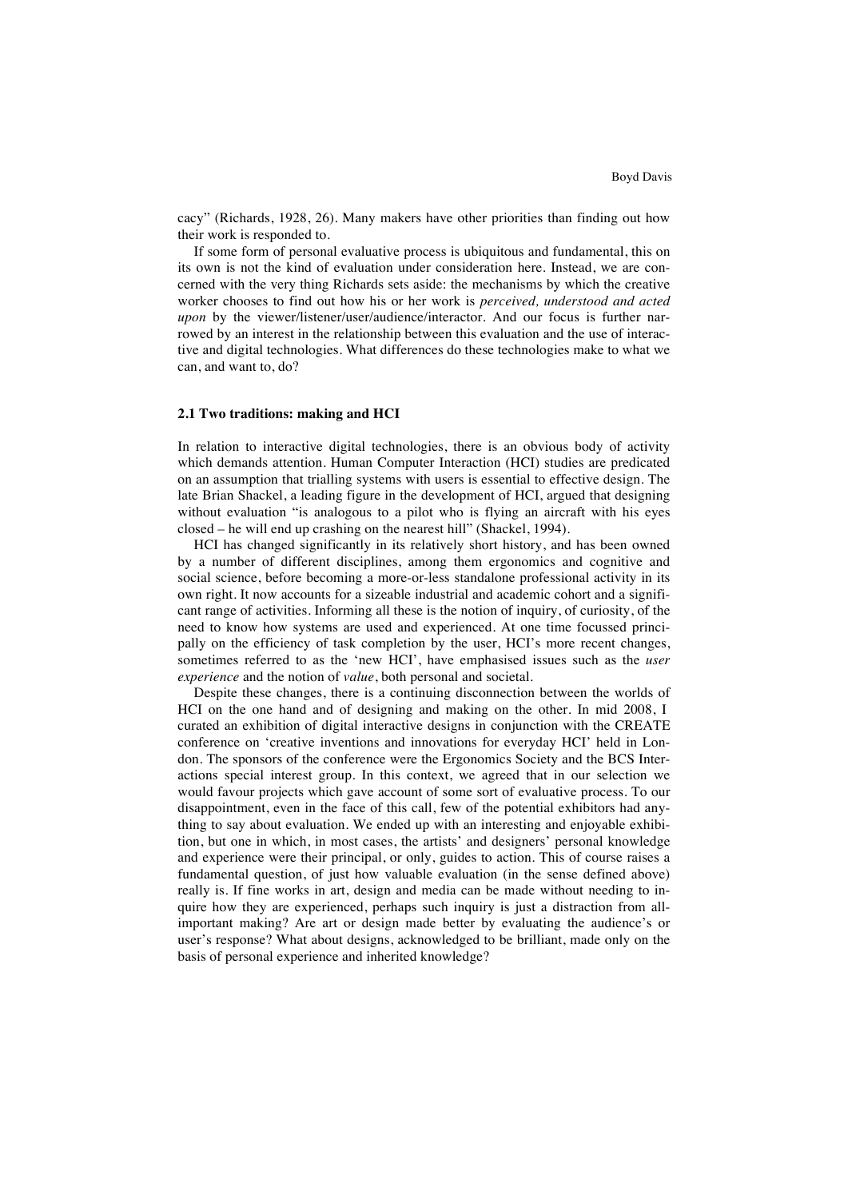cacy" (Richards, 1928, 26). Many makers have other priorities than finding out how their work is responded to.

If some form of personal evaluative process is ubiquitous and fundamental, this on its own is not the kind of evaluation under consideration here. Instead, we are concerned with the very thing Richards sets aside: the mechanisms by which the creative worker chooses to find out how his or her work is *perceived, understood and acted upon* by the viewer/listener/user/audience/interactor. And our focus is further narrowed by an interest in the relationship between this evaluation and the use of interactive and digital technologies. What differences do these technologies make to what we can, and want to, do?

### 2.1 Two traditions: making and HCI

In relation to interactive digital technologies, there is an obvious body of activity which demands attention. Human Computer Interaction (HCI) studies are predicated on an assumption that trialling systems with users is essential to effective design. The late Brian Shackel, a leading figure in the development of HCI, argued that designing without evaluation "is analogous to a pilot who is flying an aircraft with his eyes closed – he will end up crashing on the nearest hill" (Shackel, 1994).

HCI has changed significantly in its relatively short history, and has been owned by a number of different disciplines, among them ergonomics and cognitive and social science, before becoming a more-or-less standalone professional activity in its own right. It now accounts for a sizeable industrial and academic cohort and a significant range of activities. Informing all these is the notion of inquiry, of curiosity, of the need to know how systems are used and experienced. At one time focussed principally on the efficiency of task completion by the user, HCI's more recent changes, sometimes referred to as the 'new HCI', have emphasised issues such as the *user experience* and the notion of *value*, both personal and societal.

Despite these changes, there is a continuing disconnection between the worlds of HCI on the one hand and of designing and making on the other. In mid 2008, I curated an exhibition of digital interactive designs in conjunction with the CREATE conference on 'creative inventions and innovations for everyday HCI' held in London. The sponsors of the conference were the Ergonomics Society and the BCS Interactions special interest group. In this context, we agreed that in our selection we would favour projects which gave account of some sort of evaluative process. To our disappointment, even in the face of this call, few of the potential exhibitors had anything to say about evaluation. We ended up with an interesting and enjoyable exhibition, but one in which, in most cases, the artists' and designers' personal knowledge and experience were their principal, or only, guides to action. This of course raises a fundamental question, of just how valuable evaluation (in the sense defined above) really is. If fine works in art, design and media can be made without needing to inquire how they are experienced, perhaps such inquiry is just a distraction from all-important making? Are art or design made better by evaluating the audience's or user's response? What about designs, acknowledged to be brilliant, made only on the basis of personal experience and inherited knowledge?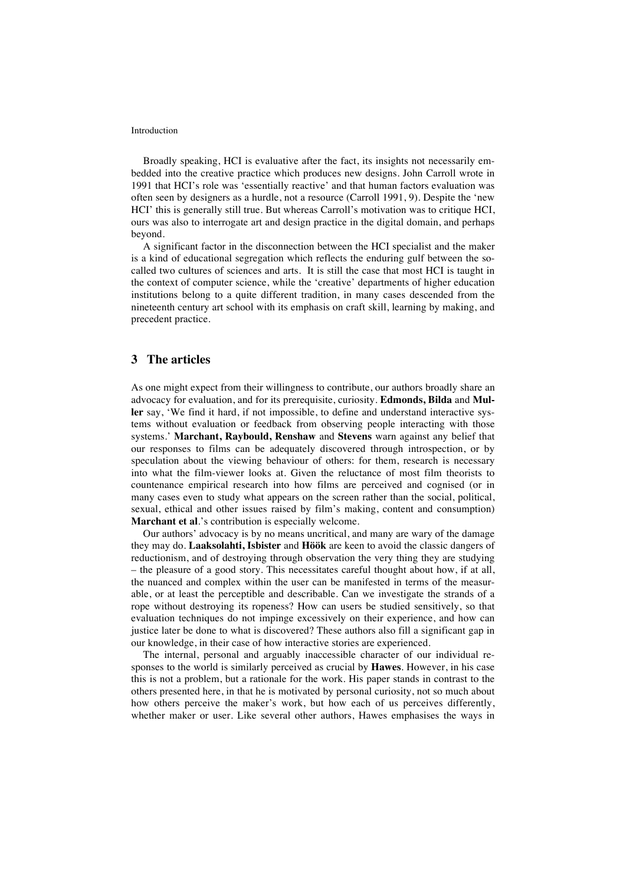Broadly speaking, HCI is evaluative after the fact, its insights not necessarily embedded into the creative practice which produces new designs. John Carroll wrote in 1991 that HCI's role was 'essentially reactive' and that human factors evaluation was often seen by designers as a hurdle, not a resource (Carroll 1991, 9). Despite the 'new HCI' this is generally still true. But whereas Carroll's motivation was to critique HCI, ours was also to interrogate art and design practice in the digital domain, and perhaps beyond.

A significant factor in the disconnection between the HCI specialist and the maker is a kind of educational segregation which reflects the enduring gulf between the so-called two cultures of sciences and arts. It is still the case that most HCI is taught in the context of computer science, while the 'creative' departments of higher education institutions belong to a quite different tradition, in many cases descended from the nineteenth century art school with its emphasis on craft skill, learning by making, and precedent practice.

## 3 The articles

As one might expect from their willingness to contribute, our authors broadly share an advocacy for evaluation, and for its prerequisite, curiosity. **Edmonds, Bilda** and **Muller** say, 'We find it hard, if not impossible, to define and understand interactive systems without evaluation or feedback from observing people interacting with those systems.' **Marchant, Raybould, Renshaw** and **Stevens** warn against any belief that our responses to films can be adequately discovered through introspection, or by speculation about the viewing behaviour of others: for them, research is necessary into what the film-viewer looks at. Given the reluctance of most film theorists to countenance empirical research into how films are perceived and cognised (or in many cases even to study what appears on the screen rather than the social, political, sexual, ethical and other issues raised by film's making, content and consumption) **Marchant et al**.'s contribution is especially welcome.

Our authors' advocacy is by no means uncritical, and many are wary of the damage they may do. **Laaksolahti, Isbister** and **Höök** are keen to avoid the classic dangers of reductionism, and of destroying through observation the very thing they are studying – the pleasure of a good story. This necessitates careful thought about how, if at all, the nuanced and complex within the user can be manifested in terms of the measurable, or at least the perceptible and describable. Can we investigate the strands of a rope without destroying its ropeness? How can users be studied sensitively, so that evaluation techniques do not impinge excessively on their experience, and how can justice later be done to what is discovered? These authors also fill a significant gap in our knowledge, in their case of how interactive stories are experienced.

The internal, personal and arguably inaccessible character of our individual responses to the world is similarly perceived as crucial by **Hawes**. However, in his case this is not a problem, but a rationale for the work. His paper stands in contrast to the others presented here, in that he is motivated by personal curiosity, not so much about how others perceive the maker's work, but how each of us perceives differently, whether maker or user. Like several other authors, Hawes emphasises the ways in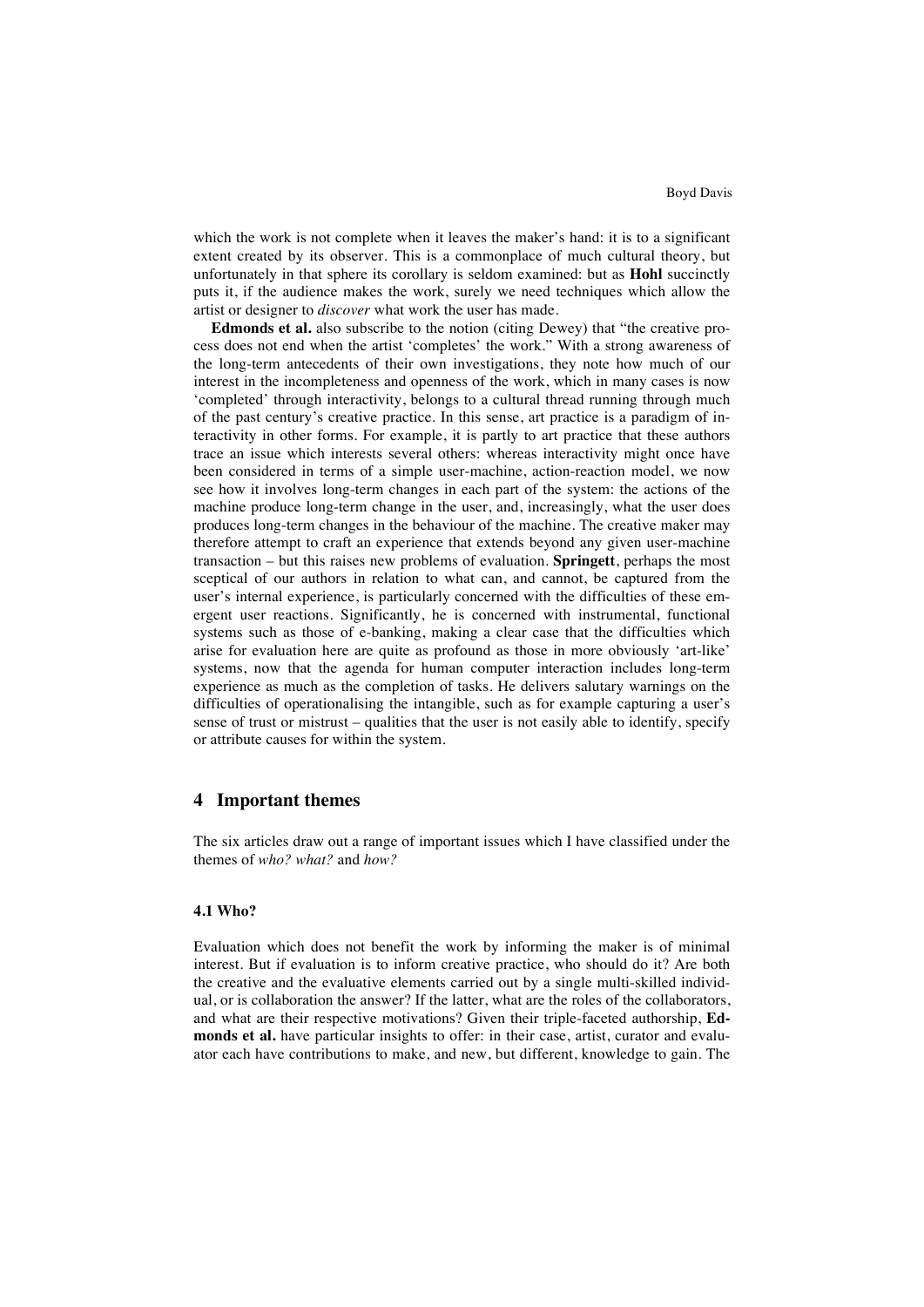which the work is not complete when it leaves the maker's hand: it is to a significant extent created by its observer. This is a commonplace of much cultural theory, but unfortunately in that sphere its corollary is seldom examined: but as **Hohl** succinctly puts it, if the audience makes the work, surely we need techniques which allow the artist or designer to *discover* what work the user has made.

**Edmonds et al.** also subscribe to the notion (citing Dewey) that "the creative process does not end when the artist 'completes' the work." With a strong awareness of the long-term antecedents of their own investigations, they note how much of our interest in the incompleteness and openness of the work, which in many cases is now 'completed' through interactivity, belongs to a cultural thread running through much of the past century's creative practice. In this sense, art practice is a paradigm of interactivity in other forms. For example, it is partly to art practice that these authors trace an issue which interests several others: whereas interactivity might once have been considered in terms of a simple user-machine, action-reaction model, we now see how it involves long-term changes in each part of the system: the actions of the machine produce long-term change in the user, and, increasingly, what the user does produces long-term changes in the behaviour of the machine. The creative maker may therefore attempt to craft an experience that extends beyond any given user-machine transaction – but this raises new problems of evaluation. **Springett**, perhaps the most sceptical of our authors in relation to what can, and cannot, be captured from the user's internal experience, is particularly concerned with the difficulties of these emergent user reactions. Significantly, he is concerned with instrumental, functional systems such as those of e-banking, making a clear case that the difficulties which arise for evaluation here are quite as profound as those in more obviously 'art-like' systems, now that the agenda for human computer interaction includes long-term experience as much as the completion of tasks. He delivers salutary warnings on the difficulties of operationalising the intangible, such as for example capturing a user's sense of trust or mistrust – qualities that the user is not easily able to identify, specify or attribute causes for within the system.

## 4 Important themes

The six articles draw out a range of important issues which I have classified under the themes of *who? what?* and *how?*

### 4.1 Who?

Evaluation which does not benefit the work by informing the maker is of minimal interest. But if evaluation is to inform creative practice, who should do it? Are both the creative and the evaluative elements carried out by a single multi-skilled individual, or is collaboration the answer? If the latter, what are the roles of the collaborators, and what are their respective motivations? Given their triple-faceted authorship, **Edmonds et al.** have particular insights to offer: in their case, artist, curator and evaluator each have contributions to make, and new, but different, knowledge to gain. The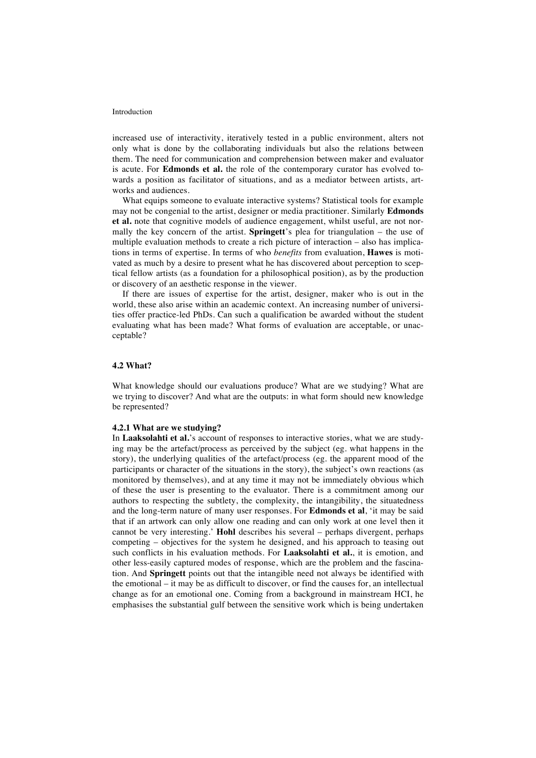increased use of interactivity, iteratively tested in a public environment, alters not only what is done by the collaborating individuals but also the relations between them. The need for communication and comprehension between maker and evaluator is acute. For **Edmonds et al.** the role of the contemporary curator has evolved towards a position as facilitator of situations, and as a mediator between artists, artworks and audiences.

What equips someone to evaluate interactive systems? Statistical tools for example may not be congenial to the artist, designer or media practitioner. Similarly **Edmonds et al.** note that cognitive models of audience engagement, whilst useful, are not normally the key concern of the artist. **Springett**'s plea for triangulation – the use of multiple evaluation methods to create a rich picture of interaction – also has implications in terms of expertise. In terms of who *benefits* from evaluation, **Hawes** is motivated as much by a desire to present what he has discovered about perception to sceptical fellow artists (as a foundation for a philosophical position), as by the production or discovery of an aesthetic response in the viewer.

If there are issues of expertise for the artist, designer, maker who is out in the world, these also arise within an academic context. An increasing number of universities offer practice-led PhDs. Can such a qualification be awarded without the student evaluating what has been made? What forms of evaluation are acceptable, or unacceptable?

### 4.2 What?

What knowledge should our evaluations produce? What are we studying? What are we trying to discover? And what are the outputs: in what form should new knowledge be represented?

#### 4.2.1 What are we studying?

In **Laaksolahti et al.**'s account of responses to interactive stories, what we are studying may be the artefact/process as perceived by the subject (eg. what happens in the story), the underlying qualities of the artefact/process (eg. the apparent mood of the participants or character of the situations in the story), the subject's own reactions (as monitored by themselves), and at any time it may not be immediately obvious which of these the user is presenting to the evaluator. There is a commitment among our authors to respecting the subtlety, the complexity, the intangibility, the situatedness and the long-term nature of many user responses. For **Edmonds et al**, 'it may be said that if an artwork can only allow one reading and can only work at one level then it cannot be very interesting.' **Hohl** describes his several – perhaps divergent, perhaps competing – objectives for the system he designed, and his approach to teasing out such conflicts in his evaluation methods. For **Laaksolahti et al.**, it is emotion, and other less-easily captured modes of response, which are the problem and the fascination. And **Springett** points out that the intangible need not always be identified with the emotional – it may be as difficult to discover, or find the causes for, an intellectual change as for an emotional one. Coming from a background in mainstream HCI, he emphasises the substantial gulf between the sensitive work which is being undertaken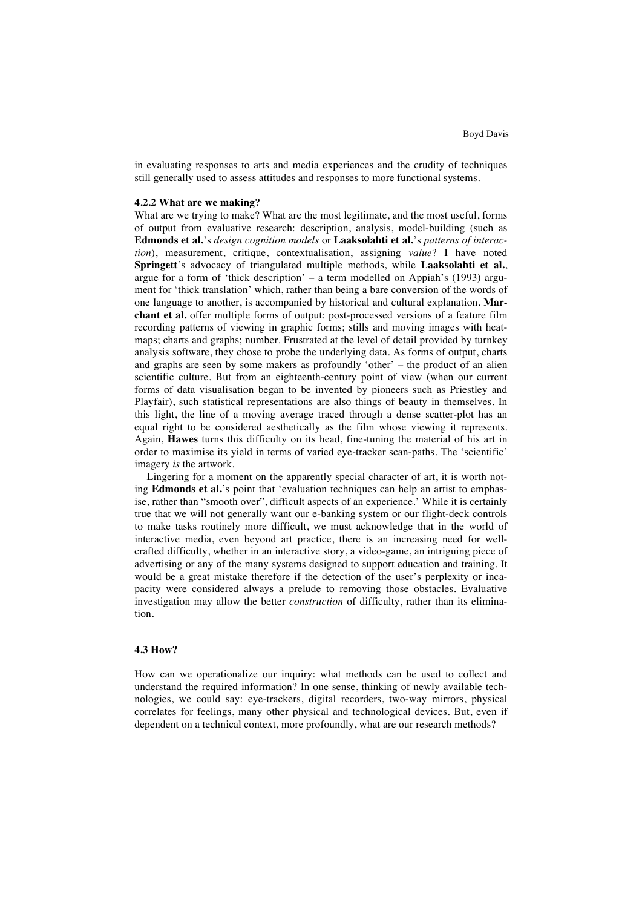in evaluating responses to arts and media experiences and the crudity of techniques still generally used to assess attitudes and responses to more functional systems.

### 4.2.2 What are we making?

What are we trying to make? What are the most legitimate, and the most useful, forms of output from evaluative research: description, analysis, model-building (such as **Edmonds et al.**'s *design cognition models* or **Laaksolahti et al.**'s *patterns of interaction*), measurement, critique, contextualisation, assigning *value*? I have noted **Springett**'s advocacy of triangulated multiple methods, while **Laaksolahti et al.**, argue for a form of 'thick description' – a term modelled on Appiah's (1993) argument for 'thick translation' which, rather than being a bare conversion of the words of one language to another, is accompanied by historical and cultural explanation. **Marchant et al.** offer multiple forms of output: post-processed versions of a feature film recording patterns of viewing in graphic forms; stills and moving images with heat-maps; charts and graphs; number. Frustrated at the level of detail provided by turnkey analysis software, they chose to probe the underlying data. As forms of output, charts and graphs are seen by some makers as profoundly 'other' – the product of an alien scientific culture. But from an eighteenth-century point of view (when our current forms of data visualisation began to be invented by pioneers such as Priestley and Playfair), such statistical representations are also things of beauty in themselves. In this light, the line of a moving average traced through a dense scatter-plot has an equal right to be considered aesthetically as the film whose viewing it represents. Again, **Hawes** turns this difficulty on its head, fine-tuning the material of his art in order to maximise its yield in terms of varied eye-tracker scan-paths. The 'scientific' imagery *is* the artwork.

Lingering for a moment on the apparently special character of art, it is worth noting **Edmonds et al.**'s point that 'evaluation techniques can help an artist to emphasise, rather than "smooth over", difficult aspects of an experience.' While it is certainly true that we will not generally want our e-banking system or our flight-deck controls to make tasks routinely more difficult, we must acknowledge that in the world of interactive media, even beyond art practice, there is an increasing need for well-crafted difficulty, whether in an interactive story, a video-game, an intriguing piece of advertising or any of the many systems designed to support education and training. It would be a great mistake therefore if the detection of the user's perplexity or incapacity were considered always a prelude to removing those obstacles. Evaluative investigation may allow the better *construction* of difficulty, rather than its elimination.

## 4.3 How?

How can we operationalize our inquiry: what methods can be used to collect and understand the required information? In one sense, thinking of newly available technologies, we could say: eye-trackers, digital recorders, two-way mirrors, physical correlates for feelings, many other physical and technological devices. But, even if dependent on a technical context, more profoundly, what are our research methods?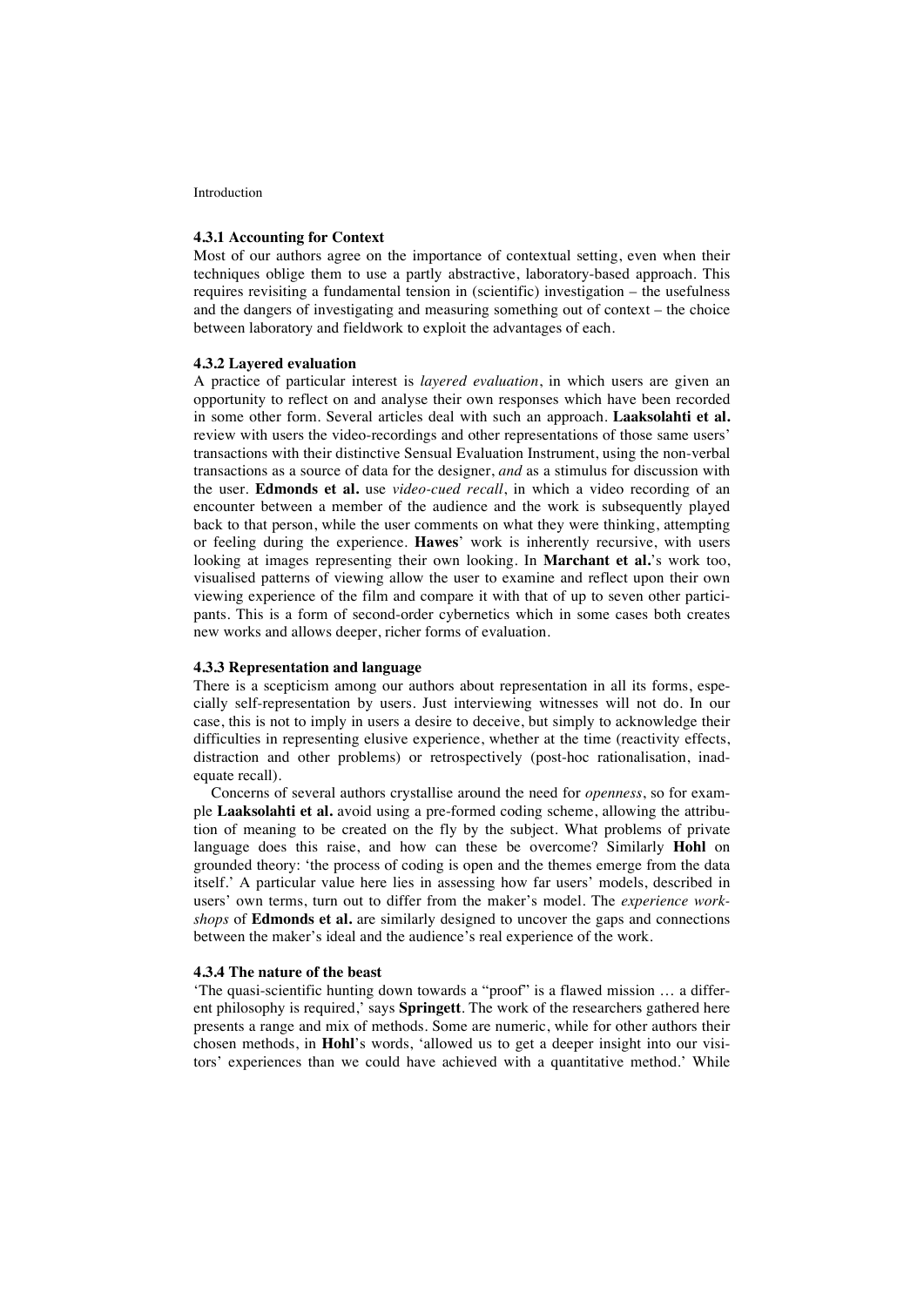#### 4.3.1 Accounting for Context

Most of our authors agree on the importance of contextual setting, even when their techniques oblige them to use a partly abstractive, laboratory-based approach. This requires revisiting a fundamental tension in (scientific) investigation – the usefulness and the dangers of investigating and measuring something out of context – the choice between laboratory and fieldwork to exploit the advantages of each.

#### 4.3.2 Layered evaluation

A practice of particular interest is *layered evaluation*, in which users are given an opportunity to reflect on and analyse their own responses which have been recorded in some other form. Several articles deal with such an approach. **Laaksolahti et al.** review with users the video-recordings and other representations of those same users' transactions with their distinctive Sensual Evaluation Instrument, using the non-verbal transactions as a source of data for the designer, *and* as a stimulus for discussion with the user. **Edmonds et al.** use *video-cued recall*, in which a video recording of an encounter between a member of the audience and the work is subsequently played back to that person, while the user comments on what they were thinking, attempting or feeling during the experience. **Hawes**' work is inherently recursive, with users looking at images representing their own looking. In **Marchant et al.**'s work too, visualised patterns of viewing allow the user to examine and reflect upon their own viewing experience of the film and compare it with that of up to seven other participants. This is a form of second-order cybernetics which in some cases both creates new works and allows deeper, richer forms of evaluation.

#### 4.3.3 Representation and language

There is a scepticism among our authors about representation in all its forms, especially self-representation by users. Just interviewing witnesses will not do. In our case, this is not to imply in users a desire to deceive, but simply to acknowledge their difficulties in representing elusive experience, whether at the time (reactivity effects, distraction and other problems) or retrospectively (post-hoc rationalisation, inadequate recall).

Concerns of several authors crystallise around the need for *openness*, so for example **Laaksolahti et al.** avoid using a pre-formed coding scheme, allowing the attribution of meaning to be created on the fly by the subject. What problems of private language does this raise, and how can these be overcome? Similarly **Hohl** on grounded theory: 'the process of coding is open and the themes emerge from the data itself.' A particular value here lies in assessing how far users' models, described in users' own terms, turn out to differ from the maker's model. The *experience workshops* of **Edmonds et al.** are similarly designed to uncover the gaps and connections between the maker's ideal and the audience's real experience of the work.

#### 4.3.4 The nature of the beast

'The quasi-scientific hunting down towards a "proof" is a flawed mission … a different philosophy is required,' says **Springett**. The work of the researchers gathered here presents a range and mix of methods. Some are numeric, while for other authors their chosen methods, in **Hohl**'s words, 'allowed us to get a deeper insight into our visitors' experiences than we could have achieved with a quantitative method.' While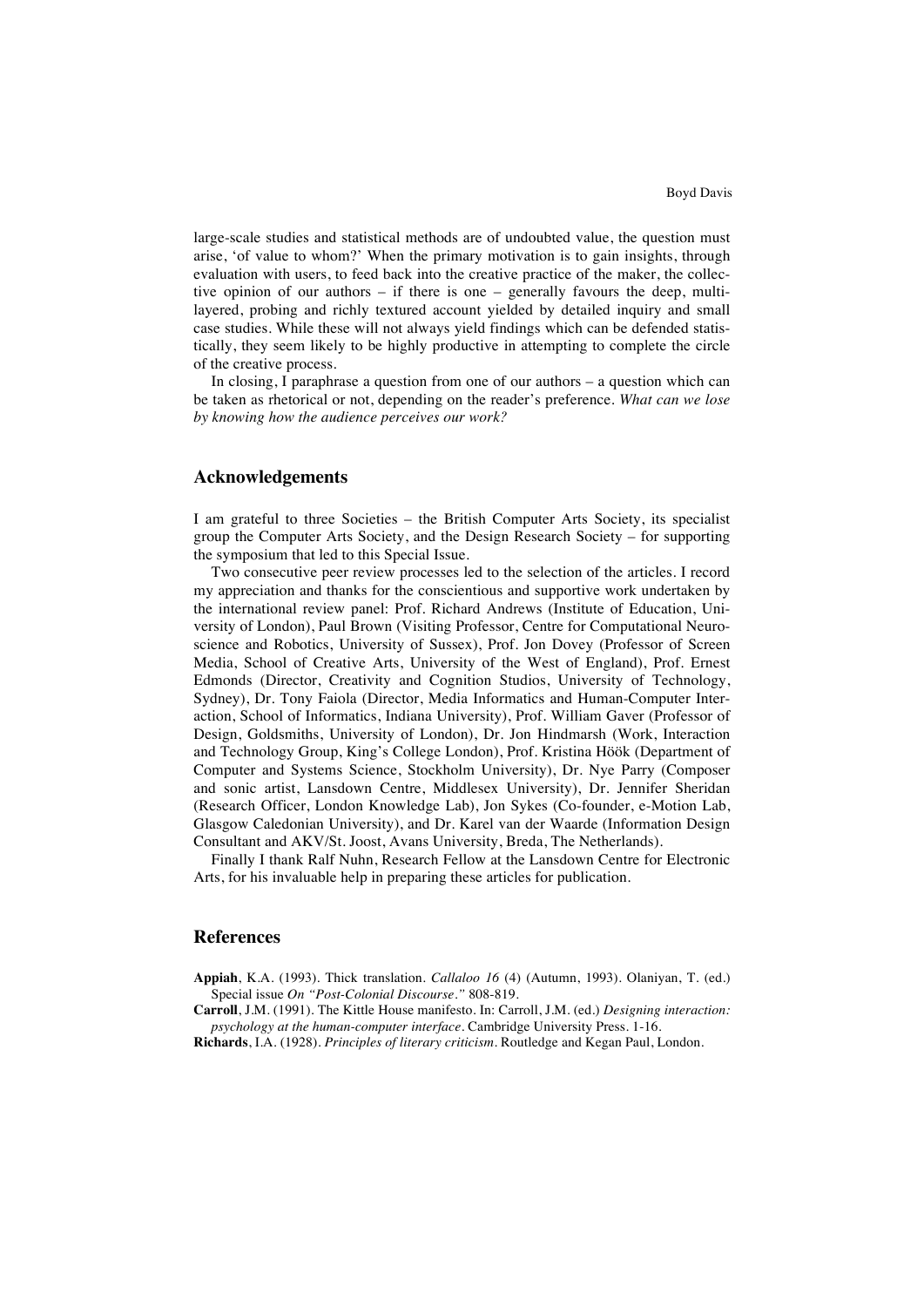large-scale studies and statistical methods are of undoubted value, the question must arise, 'of value to whom?' When the primary motivation is to gain insights, through evaluation with users, to feed back into the creative practice of the maker, the collective opinion of our authors – if there is one – generally favours the deep, multi-layered, probing and richly textured account yielded by detailed inquiry and small case studies. While these will not always yield findings which can be defended statistically, they seem likely to be highly productive in attempting to complete the circle of the creative process.

In closing, I paraphrase a question from one of our authors – a question which can be taken as rhetorical or not, depending on the reader's preference. *What can we lose by knowing how the audience perceives our work?*

## Acknowledgements

I am grateful to three Societies – the British Computer Arts Society, its specialist group the Computer Arts Society, and the Design Research Society – for supporting the symposium that led to this Special Issue.

Two consecutive peer review processes led to the selection of the articles. I record my appreciation and thanks for the conscientious and supportive work undertaken by the international review panel: Prof. Richard Andrews (Institute of Education, University of London), Paul Brown (Visiting Professor, Centre for Computational Neuroscience and Robotics, University of Sussex), Prof. Jon Dovey (Professor of Screen Media, School of Creative Arts, University of the West of England), Prof. Ernest Edmonds (Director, Creativity and Cognition Studios, University of Technology, Sydney), Dr. Tony Faiola (Director, Media Informatics and Human-Computer Interaction, School of Informatics, Indiana University), Prof. William Gaver (Professor of Design, Goldsmiths, University of London), Dr. Jon Hindmarsh (Work, Interaction and Technology Group, King's College London), Prof. Kristina Höök (Department of Computer and Systems Science, Stockholm University), Dr. Nye Parry (Composer and sonic artist, Lansdown Centre, Middlesex University), Dr. Jennifer Sheridan (Research Officer, London Knowledge Lab), Jon Sykes (Co-founder, e-Motion Lab, Glasgow Caledonian University), and Dr. Karel van der Waarde (Information Design Consultant and AKV/St. Joost, Avans University, Breda, The Netherlands).

Finally I thank Ralf Nuhn, Research Fellow at the Lansdown Centre for Electronic Arts, for his invaluable help in preparing these articles for publication.

## References

**Appiah**, K.A. (1993). Thick translation. *Callaloo 16* (4) (Autumn, 1993). Olaniyan, T. (ed.) Special issue *On "Post-Colonial Discourse."* 808-819.

**Carroll**, J.M. (1991). The Kittle House manifesto. In: Carroll, J.M. (ed.) *Designing interaction: psychology at the human-computer interface*. Cambridge University Press. 1-16.

**Richards**, I.A. (1928). *Principles of literary criticism*. Routledge and Kegan Paul, London.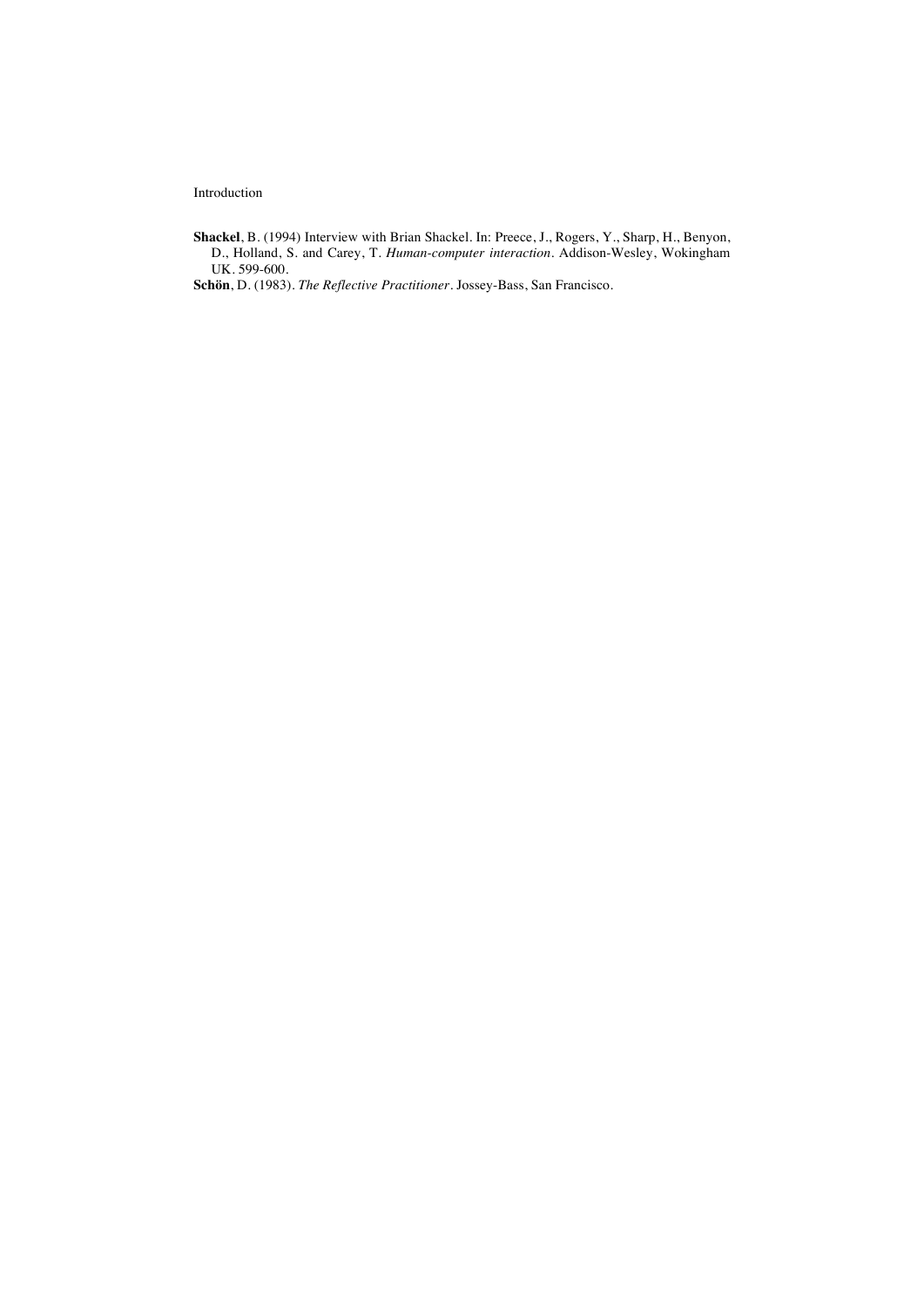**Shackel**, B. (1994) Interview with Brian Shackel. In: Preece, J., Rogers, Y., Sharp, H., Benyon, D., Holland, S. and Carey, T. *Human-computer interaction*. Addison-Wesley, Wokingham UK. 599-600.

**Schön**, D. (1983). *The Reflective Practitioner*. Jossey-Bass, San Francisco.